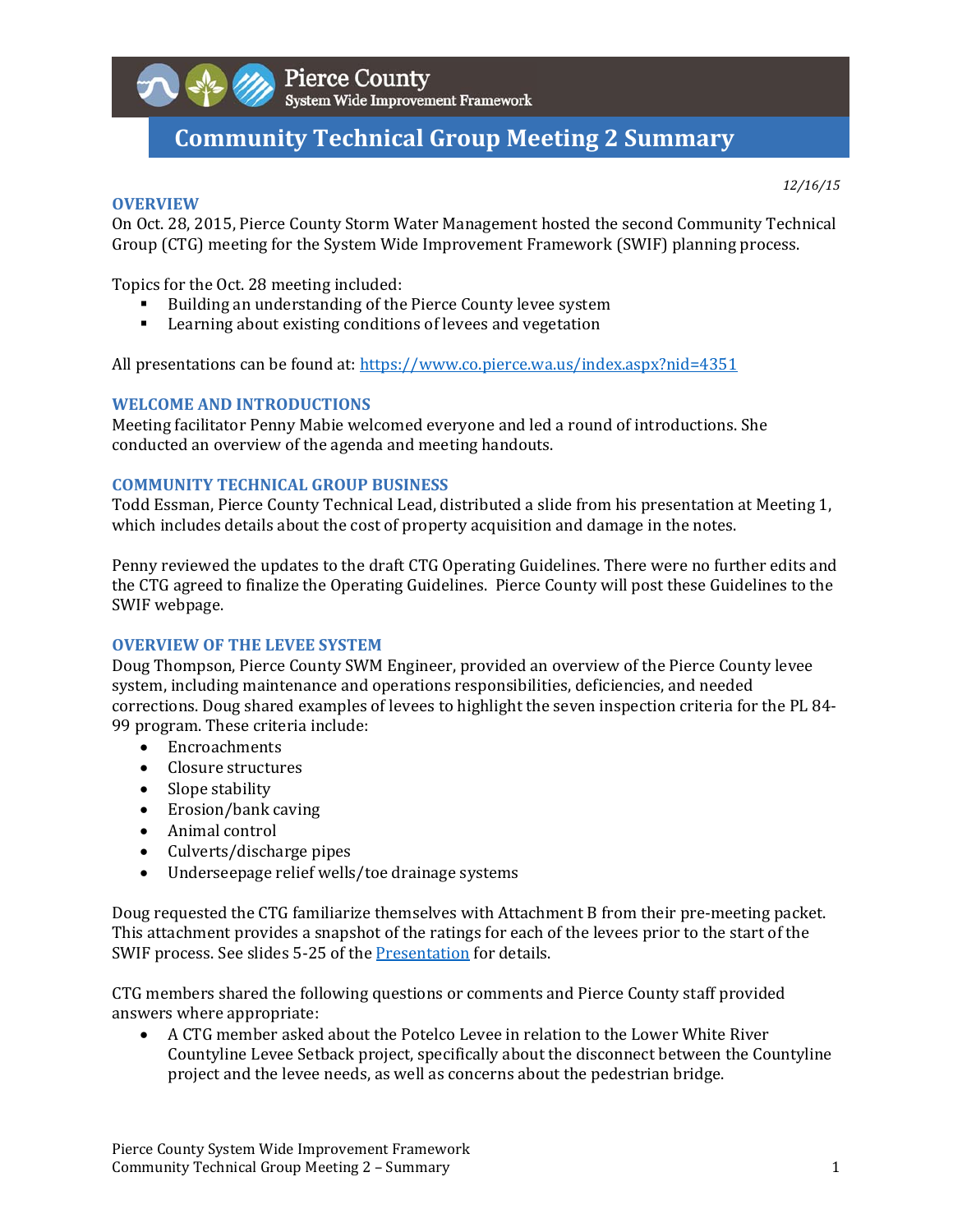Pierce County
System Wide Improvement Framework

# Community Technical Group Meeting 2 Summary

*12/16/15*

## OVERVIEW

On Oct. 28, 2015, Pierce County Storm Water Management hosted the second Community Technical Group (CTG) meeting for the System Wide Improvement Framework (SWIF) planning process.

Topics for the Oct. 28 meeting included:

- Building an understanding of the Pierce County levee system
- Learning about existing conditions of levees and vegetation

All presentations can be found at: [https://www.co.pierce.wa.us/index.aspx?nid=4351](https://www.co.pierce.wa.us/index.aspx?nid=4351)

## WELCOME AND INTRODUCTIONS

Meeting facilitator Penny Mabie welcomed everyone and led a round of introductions. She conducted an overview of the agenda and meeting handouts.

## COMMUNITY TECHNICAL GROUP BUSINESS

Todd Essman, Pierce County Technical Lead, distributed a slide from his presentation at Meeting 1, which includes details about the cost of property acquisition and damage in the notes.

Penny reviewed the updates to the draft CTG Operating Guidelines. There were no further edits and the CTG agreed to finalize the Operating Guidelines. Pierce County will post these Guidelines to the SWIF webpage.

## OVERVIEW OF THE LEVEE SYSTEM

Doug Thompson, Pierce County SWM Engineer, provided an overview of the Pierce County levee system, including maintenance and operations responsibilities, deficiencies, and needed corrections. Doug shared examples of levees to highlight the seven inspection criteria for the PL 84-99 program. These criteria include:

- Encroachments
- Closure structures
- Slope stability
- Erosion/bank caving
- Animal control
- Culverts/discharge pipes
- Underseepage relief wells/toe drainage systems

Doug requested the CTG familiarize themselves with Attachment B from their pre-meeting packet. This attachment provides a snapshot of the ratings for each of the levees prior to the start of the SWIF process. See slides 5-25 of the Presentation for details.

CTG members shared the following questions or comments and Pierce County staff provided answers where appropriate:

- A CTG member asked about the Potelco Levee in relation to the Lower White River Countyline Levee Setback project, specifically about the disconnect between the Countyline project and the levee needs, as well as concerns about the pedestrian bridge.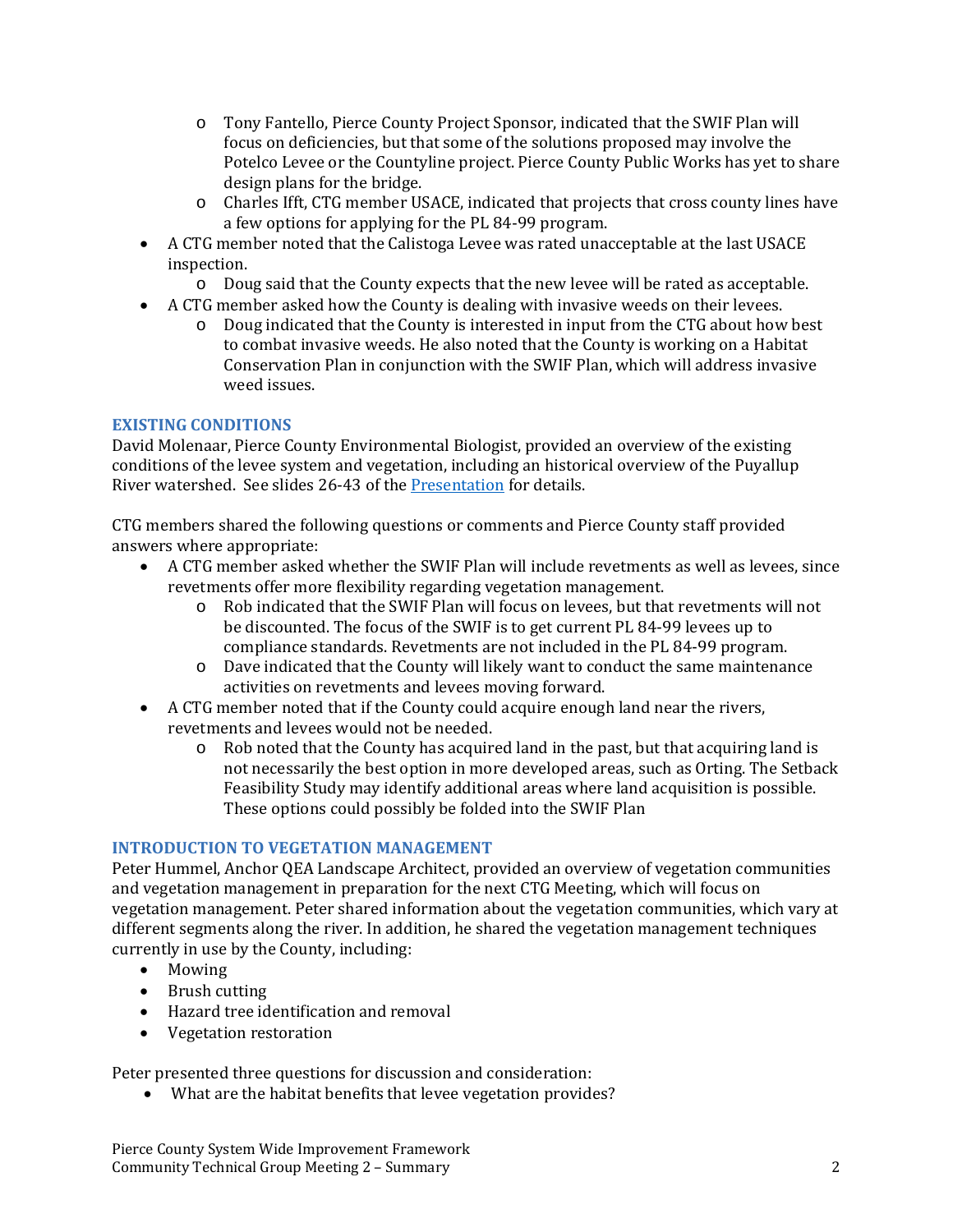- Tony Fantello, Pierce County Project Sponsor, indicated that the SWIF Plan will focus on deficiencies, but that some of the solutions proposed may involve the Potelco Levee or the Countyline project. Pierce County Public Works has yet to share design plans for the bridge.
  - Charles Ifft, CTG member USACE, indicated that projects that cross county lines have a few options for applying for the PL 84-99 program.
- A CTG member noted that the Calistoga Levee was rated unacceptable at the last USACE inspection.
  - Doug said that the County expects that the new levee will be rated as acceptable.
- A CTG member asked how the County is dealing with invasive weeds on their levees.
  - Doug indicated that the County is interested in input from the CTG about how best to combat invasive weeds. He also noted that the County is working on a Habitat Conservation Plan in conjunction with the SWIF Plan, which will address invasive weed issues.

## EXISTING CONDITIONS

David Molenaar, Pierce County Environmental Biologist, provided an overview of the existing conditions of the levee system and vegetation, including an historical overview of the Puyallup River watershed. See slides 26-43 of the Presentation for details.

CTG members shared the following questions or comments and Pierce County staff provided answers where appropriate:

- A CTG member asked whether the SWIF Plan will include revetments as well as levees, since revetments offer more flexibility regarding vegetation management.
  - Rob indicated that the SWIF Plan will focus on levees, but that revetments will not be discounted. The focus of the SWIF is to get current PL 84-99 levees up to compliance standards. Revetments are not included in the PL 84-99 program.
  - Dave indicated that the County will likely want to conduct the same maintenance activities on revetments and levees moving forward.
- A CTG member noted that if the County could acquire enough land near the rivers, revetments and levees would not be needed.
  - Rob noted that the County has acquired land in the past, but that acquiring land is not necessarily the best option in more developed areas, such as Orting. The Setback Feasibility Study may identify additional areas where land acquisition is possible. These options could possibly be folded into the SWIF Plan

## INTRODUCTION TO VEGETATION MANAGEMENT

Peter Hummel, Anchor QEA Landscape Architect, provided an overview of vegetation communities and vegetation management in preparation for the next CTG Meeting, which will focus on vegetation management. Peter shared information about the vegetation communities, which vary at different segments along the river. In addition, he shared the vegetation management techniques currently in use by the County, including:

- Mowing
- Brush cutting
- Hazard tree identification and removal
- Vegetation restoration

Peter presented three questions for discussion and consideration:

- What are the habitat benefits that levee vegetation provides?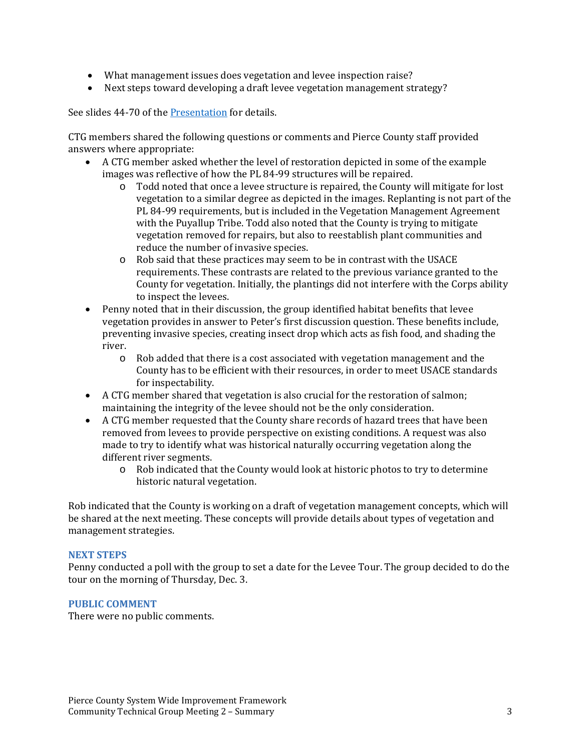- What management issues does vegetation and levee inspection raise?
- Next steps toward developing a draft levee vegetation management strategy?

See slides 44-70 of the Presentation for details.

CTG members shared the following questions or comments and Pierce County staff provided answers where appropriate:

- A CTG member asked whether the level of restoration depicted in some of the example images was reflective of how the PL 84-99 structures will be repaired.
  - Todd noted that once a levee structure is repaired, the County will mitigate for lost vegetation to a similar degree as depicted in the images. Replanting is not part of the PL 84-99 requirements, but is included in the Vegetation Management Agreement with the Puyallup Tribe. Todd also noted that the County is trying to mitigate vegetation removed for repairs, but also to reestablish plant communities and reduce the number of invasive species.
  - Rob said that these practices may seem to be in contrast with the USACE requirements. These contrasts are related to the previous variance granted to the County for vegetation. Initially, the plantings did not interfere with the Corps ability to inspect the levees.
- Penny noted that in their discussion, the group identified habitat benefits that levee vegetation provides in answer to Peter's first discussion question. These benefits include, preventing invasive species, creating insect drop which acts as fish food, and shading the river.
  - Rob added that there is a cost associated with vegetation management and the County has to be efficient with their resources, in order to meet USACE standards for inspectability.
- A CTG member shared that vegetation is also crucial for the restoration of salmon; maintaining the integrity of the levee should not be the only consideration.
- A CTG member requested that the County share records of hazard trees that have been removed from levees to provide perspective on existing conditions. A request was also made to try to identify what was historical naturally occurring vegetation along the different river segments.
  - Rob indicated that the County would look at historic photos to try to determine historic natural vegetation.

Rob indicated that the County is working on a draft of vegetation management concepts, which will be shared at the next meeting. These concepts will provide details about types of vegetation and management strategies.

## NEXT STEPS

Penny conducted a poll with the group to set a date for the Levee Tour. The group decided to do the tour on the morning of Thursday, Dec. 3.

## PUBLIC COMMENT

There were no public comments.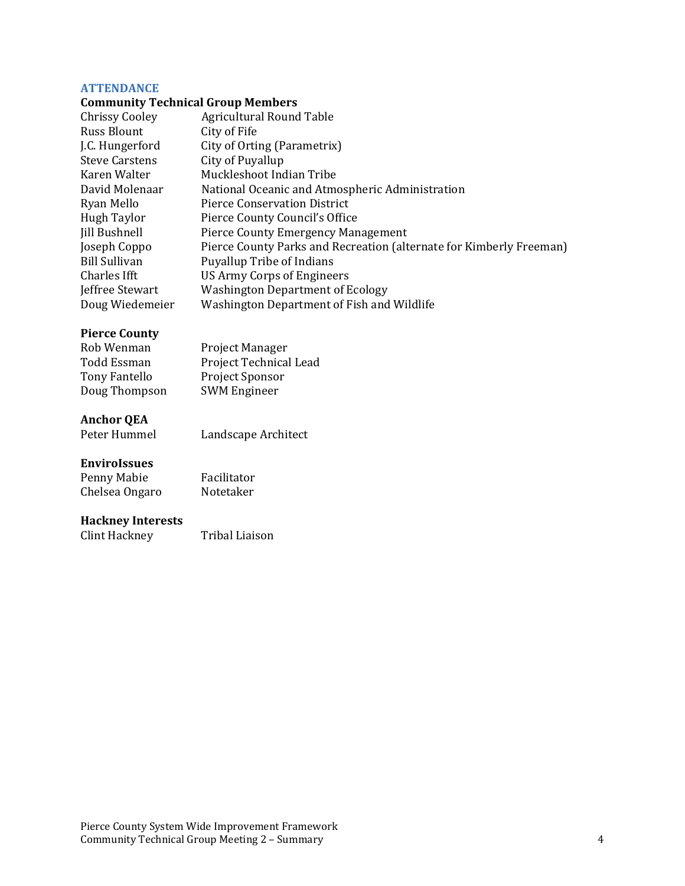## ATTENDANCE

### Community Technical Group Members

| | |
|---|---|
| Chrissy Cooley | Agricultural Round Table |
| Russ Blount | City of Fife |
| J.C. Hungerford | City of Orting (Parametrix) |
| Steve Carstens | City of Puyallup |
| Karen Walter | Muckleshoot Indian Tribe |
| David Molenaar | National Oceanic and Atmospheric Administration |
| Ryan Mello | Pierce Conservation District |
| Hugh Taylor | Pierce County Council's Office |
| Jill Bushnell | Pierce County Emergency Management |
| Joseph Coppo | Pierce County Parks and Recreation (alternate for Kimberly Freeman) |
| Bill Sullivan | Puyallup Tribe of Indians |
| Charles Ifft | US Army Corps of Engineers |
| Jeffree Stewart | Washington Department of Ecology |
| Doug Wiedemeier | Washington Department of Fish and Wildlife |

### Pierce County

| | |
|---|---|
| Rob Wenman | Project Manager |
| Todd Essman | Project Technical Lead |
| Tony Fantello | Project Sponsor |
| Doug Thompson | SWM Engineer |

### Anchor QEA

| | |
|---|---|
| Peter Hummel | Landscape Architect |

### EnviroIssues

| | |
|---|---|
| Penny Mabie | Facilitator |
| Chelsea Ongaro | Notetaker |

### Hackney Interests

| | |
|---|---|
| Clint Hackney | Tribal Liaison |